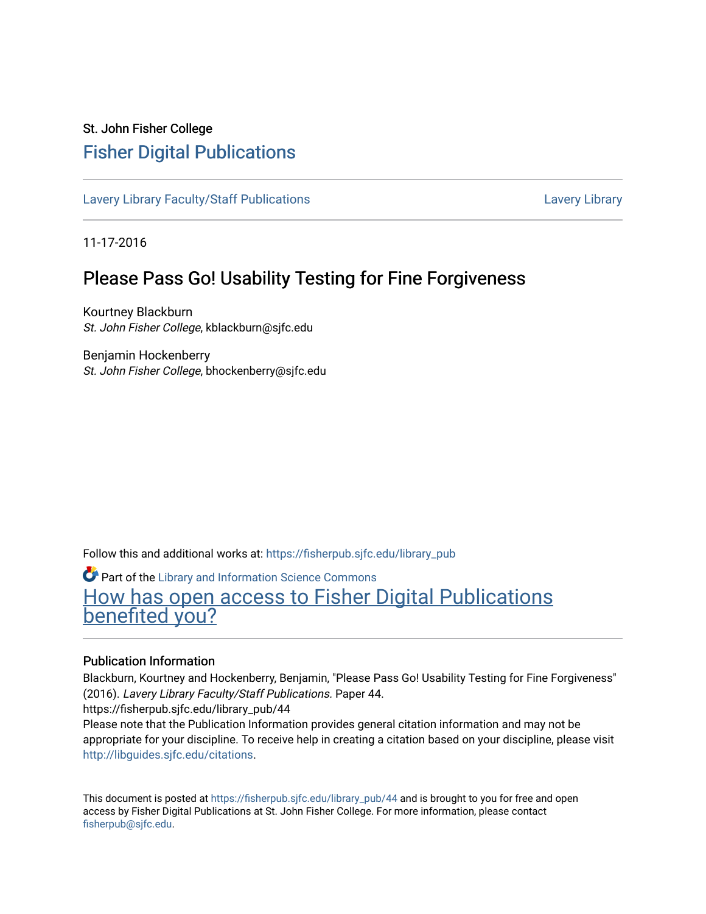St. John Fisher College

# Fisher Digital Publications

Lavery Library Faculty/Staff Publications | Lavery Library

11-17-2016

## Please Pass Go! Usability Testing for Fine Forgiveness

Kourtney Blackburn
*St. John Fisher College*, kblackburn@sjfc.edu

Benjamin Hockenberry
*St. John Fisher College*, bhockenberry@sjfc.edu

Follow this and additional works at: https://fisherpub.sjfc.edu/library_pub

Part of the Library and Information Science Commons

How has open access to Fisher Digital Publications benefited you?

### Publication Information

Blackburn, Kourtney and Hockenberry, Benjamin, "Please Pass Go! Usability Testing for Fine Forgiveness" (2016). *Lavery Library Faculty/Staff Publications.* Paper 44.
https://fisherpub.sjfc.edu/library_pub/44

Please note that the Publication Information provides general citation information and may not be appropriate for your discipline. To receive help in creating a citation based on your discipline, please visit http://libguides.sjfc.edu/citations.

This document is posted at https://fisherpub.sjfc.edu/library_pub/44 and is brought to you for free and open access by Fisher Digital Publications at St. John Fisher College. For more information, please contact fisherpub@sjfc.edu.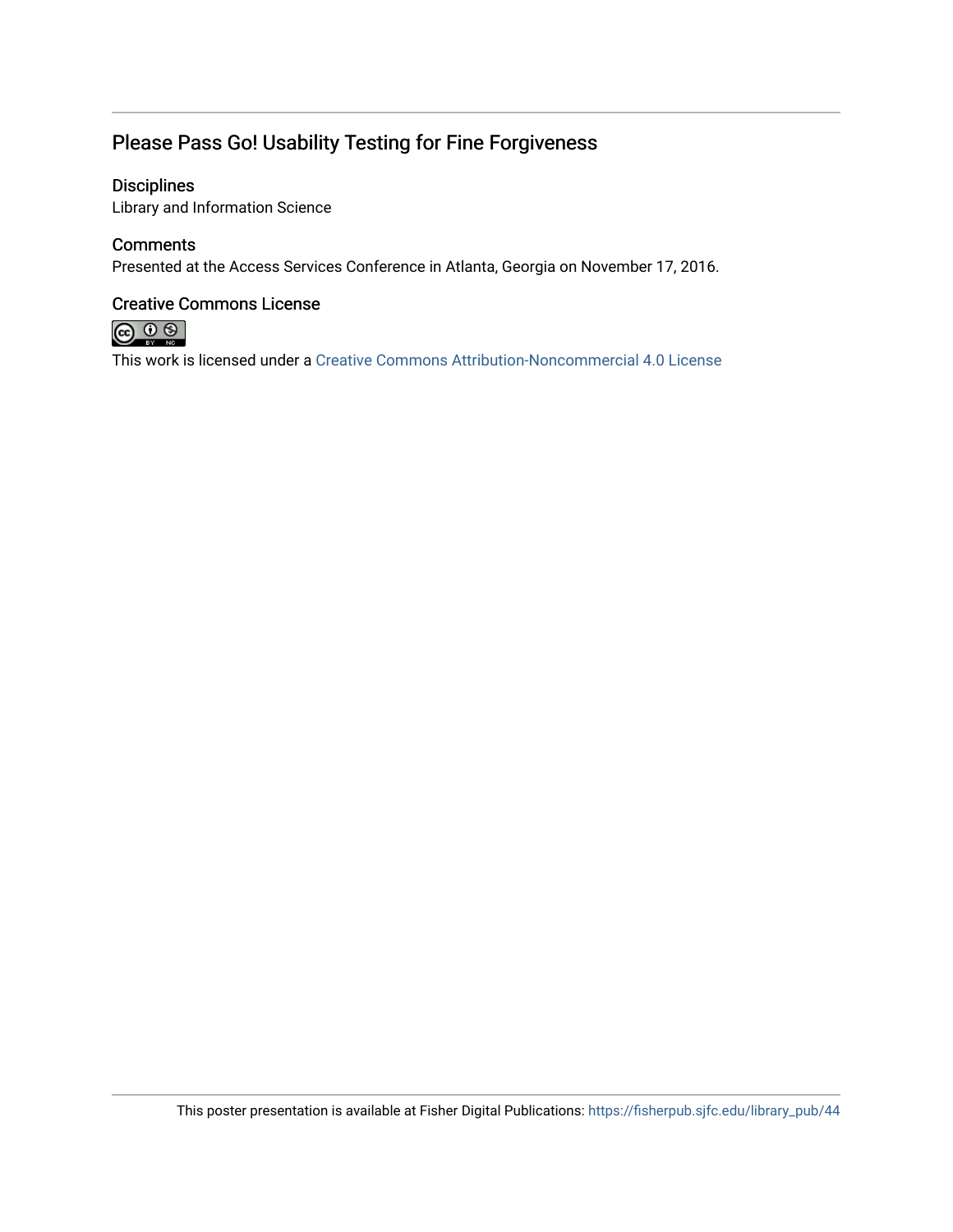## Please Pass Go! Usability Testing for Fine Forgiveness

### Disciplines

Library and Information Science

### Comments

Presented at the Access Services Conference in Atlanta, Georgia on November 17, 2016.

### Creative Commons License

This work is licensed under a Creative Commons Attribution-Noncommercial 4.0 License

This poster presentation is available at Fisher Digital Publications: https://fisherpub.sjfc.edu/library_pub/44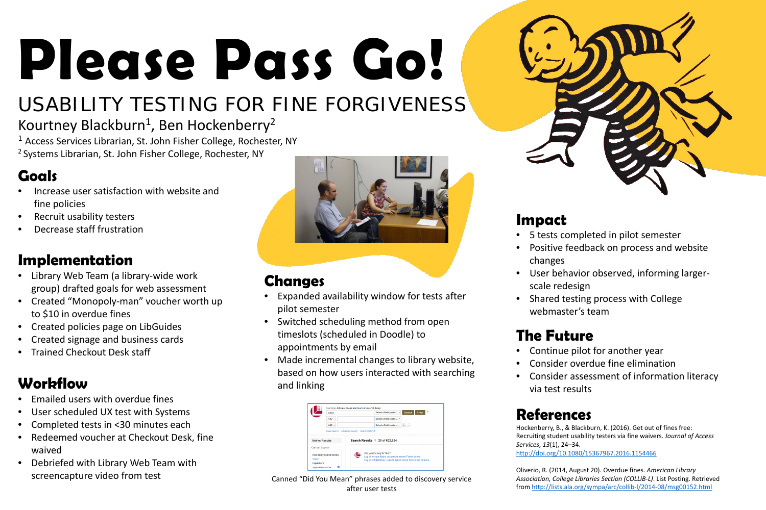# Please Pass Go!

## USABILITY TESTING FOR FINE FORGIVENESS

Kourtney Blackburn[1], Ben Hockenberry[2]

[1] Access Services Librarian, St. John Fisher College, Rochester, NY

[2] Systems Librarian, St. John Fisher College, Rochester, NY

## Goals

- Increase user satisfaction with website and fine policies
- Recruit usability testers
- Decrease staff frustration

## Implementation

- Library Web Team (a library-wide work group) drafted goals for web assessment
- Created "Monopoly-man" voucher worth up to $10 in overdue fines
- Created policies page on LibGuides
- Created signage and business cards
- Trained Checkout Desk staff

## Workflow

- Emailed users with overdue fines
- User scheduled UX test with Systems
- Completed tests in <30 minutes each
- Redeemed voucher at Checkout Desk, fine waived
- Debriefed with Library Web Team with screencapture video from test

## Changes

- Expanded availability window for tests after pilot semester
- Switched scheduling method from open timeslots (scheduled in Doodle) to appointments by email
- Made incremental changes to library website, based on how users interacted with searching and linking

Canned "Did You Mean" phrases added to discovery service after user tests

## Impact

- 5 tests completed in pilot semester
- Positive feedback on process and website changes
- User behavior observed, informing larger-scale redesign
- Shared testing process with College webmaster's team

## The Future

- Continue pilot for another year
- Consider overdue fine elimination
- Consider assessment of information literacy via test results

## References

Hockenberry, B., & Blackburn, K. (2016). Get out of fines free: Recruiting student usability testers via fine waivers. *Journal of Access Services*, *13*(1), 24–34. http://doi.org/10.1080/15367967.2016.1154466

Oliverio, R. (2014, August 20). Overdue fines. *American Library Association, College Libraries Section (COLLIB-L)*. List Posting. Retrieved from http://lists.ala.org/sympa/arc/collib-l/2014-08/msg00152.html